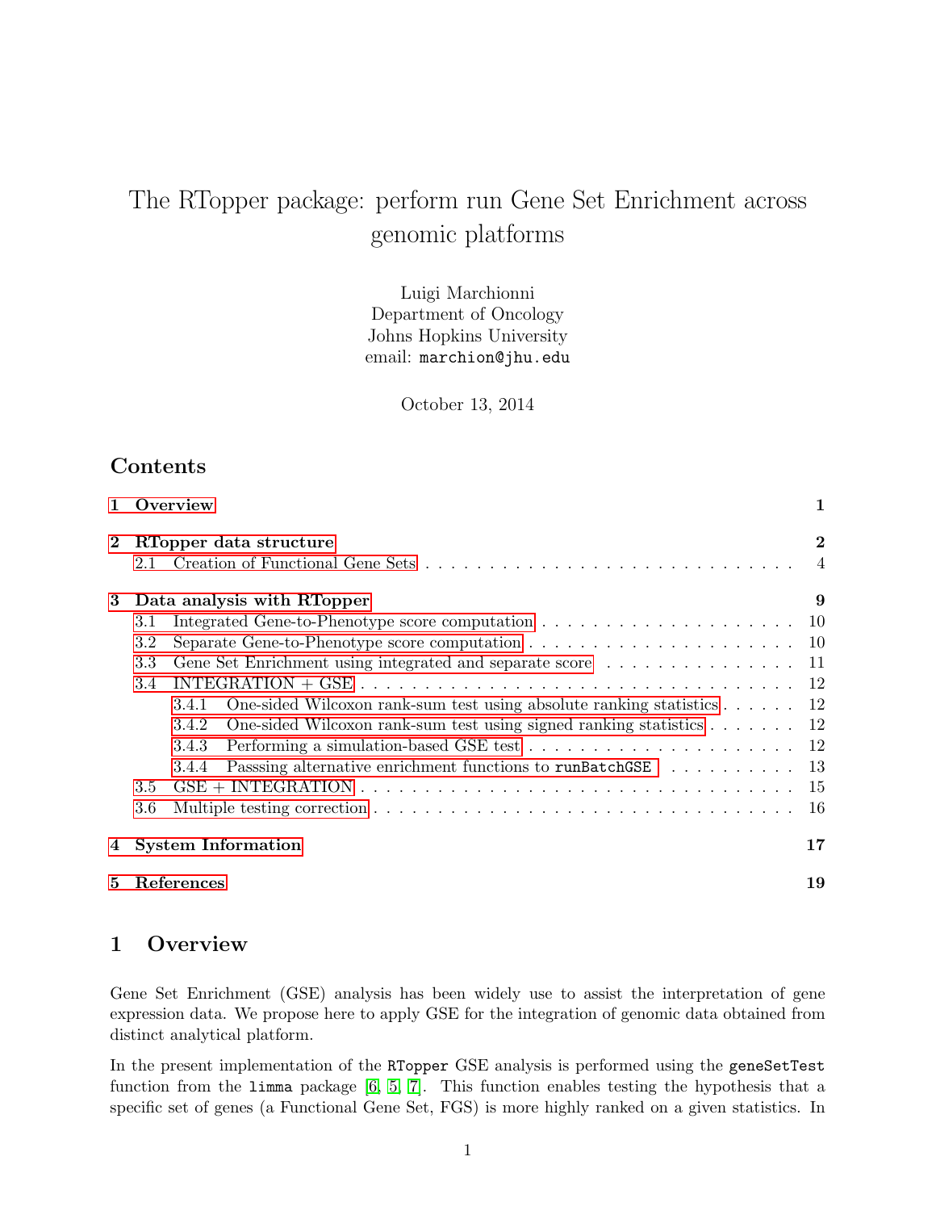# The RTopper package: perform run Gene Set Enrichment across genomic platforms

Luigi Marchionni
Department of Oncology
Johns Hopkins University
email: marchion@jhu.edu

October 13, 2014

## Contents

- 1 Overview — 1
- 2 RTopper data structure — 2
  - 2.1 Creation of Functional Gene Sets — 4
- 3 Data analysis with RTopper — 9
  - 3.1 Integrated Gene-to-Phenotype score computation — 10
  - 3.2 Separate Gene-to-Phenotype score computation — 10
  - 3.3 Gene Set Enrichment using integrated and separate score — 11
  - 3.4 INTEGRATION + GSE — 12
    - 3.4.1 One-sided Wilcoxon rank-sum test using absolute ranking statistics — 12
    - 3.4.2 One-sided Wilcoxon rank-sum test using signed ranking statistics — 12
    - 3.4.3 Performing a simulation-based GSE test — 12
    - 3.4.4 Passsing alternative enrichment functions to runBatchGSE — 13
  - 3.5 GSE + INTEGRATION — 15
  - 3.6 Multiple testing correction — 16
- 4 System Information — 17
- 5 References — 19

## 1 Overview

Gene Set Enrichment (GSE) analysis has been widely use to assist the interpretation of gene expression data. We propose here to apply GSE for the integration of genomic data obtained from distinct analytical platform.

In the present implementation of the RTopper GSE analysis is performed using the geneSetTest function from the limma package [6, 5, 7]. This function enables testing the hypothesis that a specific set of genes (a Functional Gene Set, FGS) is more highly ranked on a given statistics. In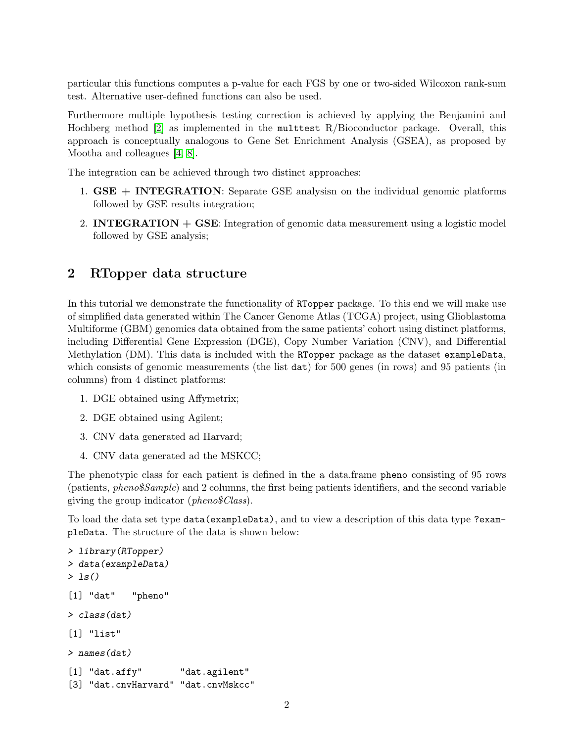particular this functions computes a p-value for each FGS by one or two-sided Wilcoxon rank-sum test. Alternative user-defined functions can also be used.

Furthermore multiple hypothesis testing correction is achieved by applying the Benjamini and Hochberg method [2] as implemented in the `multtest` R/Bioconductor package. Overall, this approach is conceptually analogous to Gene Set Enrichment Analysis (GSEA), as proposed by Mootha and colleagues [4, 8].

The integration can be achieved through two distinct approaches:

1. **GSE + INTEGRATION**: Separate GSE analysisn on the individual genomic platforms followed by GSE results integration;
2. **INTEGRATION + GSE**: Integration of genomic data measurement using a logistic model followed by GSE analysis;

## 2 RTopper data structure

In this tutorial we demonstrate the functionality of `RTopper` package. To this end we will make use of simplified data generated within The Cancer Genome Atlas (TCGA) project, using Glioblastoma Multiforme (GBM) genomics data obtained from the same patients' cohort using distinct platforms, including Differential Gene Expression (DGE), Copy Number Variation (CNV), and Differential Methylation (DM). This data is included with the `RTopper` package as the dataset `exampleData`, which consists of genomic measurements (the list `dat`) for 500 genes (in rows) and 95 patients (in columns) from 4 distinct platforms:

1. DGE obtained using Affymetrix;
2. DGE obtained using Agilent;
3. CNV data generated ad Harvard;
4. CNV data generated ad the MSKCC;

The phenotypic class for each patient is defined in the a data.frame `pheno` consisting of 95 rows (patients, *pheno$Sample*) and 2 columns, the first being patients identifiers, and the second variable giving the group indicator (*pheno$Class*).

To load the data set type `data(exampleData)`, and to view a description of this data type `?exampleData`. The structure of the data is shown below:

```
> library(RTopper)
> data(exampleData)
> ls()

[1] "dat"   "pheno"

> class(dat)

[1] "list"

> names(dat)

[1] "dat.affy"       "dat.agilent"
[3] "dat.cnvHarvard" "dat.cnvMskcc"
```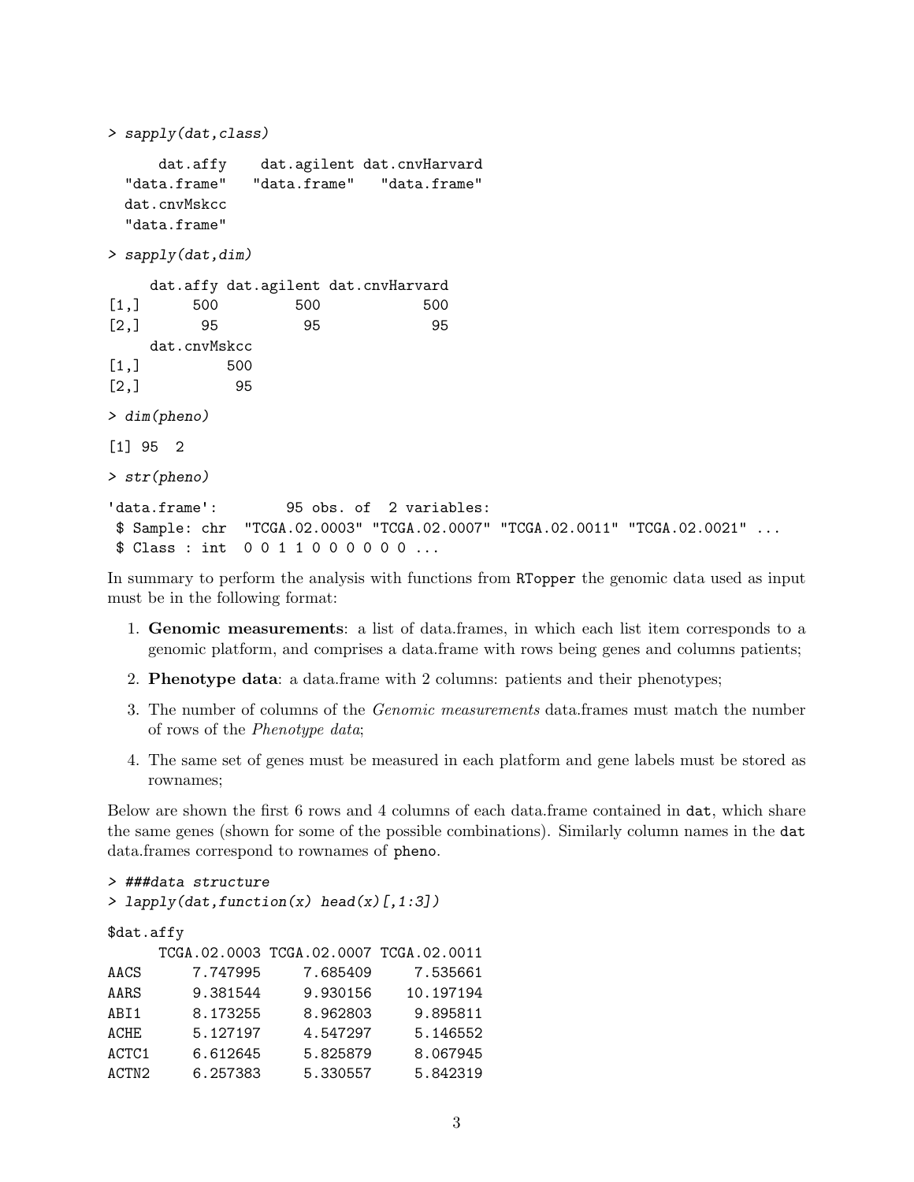```
> sapply(dat,class)

     dat.affy    dat.agilent dat.cnvHarvard
 "data.frame"   "data.frame"   "data.frame"
 dat.cnvMskcc
 "data.frame"

> sapply(dat,dim)

     dat.affy dat.agilent dat.cnvHarvard
[1,]      500         500            500
[2,]       95          95             95
     dat.cnvMskcc
[1,]          500
[2,]           95

> dim(pheno)

[1] 95  2

> str(pheno)

'data.frame':        95 obs. of  2 variables:
 $ Sample: chr  "TCGA.02.0003" "TCGA.02.0007" "TCGA.02.0011" "TCGA.02.0021" ...
 $ Class : int  0 0 1 1 0 0 0 0 0 0 ...
```

In summary to perform the analysis with functions from `RTopper` the genomic data used as input must be in the following format:

1. **Genomic measurements**: a list of data.frames, in which each list item corresponds to a genomic platform, and comprises a data.frame with rows being genes and columns patients;
2. **Phenotype data**: a data.frame with 2 columns: patients and their phenotypes;
3. The number of columns of the *Genomic measurements* data.frames must match the number of rows of the *Phenotype data*;
4. The same set of genes must be measured in each platform and gene labels must be stored as rownames;

Below are shown the first 6 rows and 4 columns of each data.frame contained in `dat`, which share the same genes (shown for some of the possible combinations). Similarly column names in the `dat` data.frames correspond to rownames of `pheno`.

```
> ###data structure
> lapply(dat,function(x) head(x)[,1:3])

$dat.affy
      TCGA.02.0003 TCGA.02.0007 TCGA.02.0011
AACS      7.747995     7.685409     7.535661
AARS      9.381544     9.930156    10.197194
ABI1      8.173255     8.962803     9.895811
ACHE      5.127197     4.547297     5.146552
ACTC1     6.612645     5.825879     8.067945
ACTN2     6.257383     5.330557     5.842319
```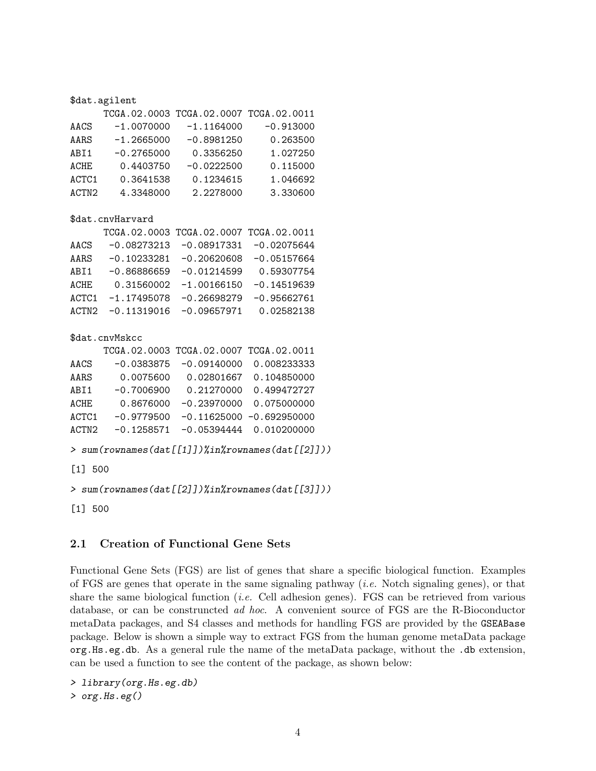```
$dat.agilent
      TCGA.02.0003 TCGA.02.0007 TCGA.02.0011
AACS    -1.0070000   -1.1164000    -0.913000
AARS    -1.2665000   -0.8981250     0.263500
ABI1    -0.2765000    0.3356250     1.027250
ACHE     0.4403750   -0.0222500     0.115000
ACTC1    0.3641538    0.1234615     1.046692
ACTN2    4.3348000    2.2278000     3.330600

$dat.cnvHarvard
      TCGA.02.0003 TCGA.02.0007 TCGA.02.0011
AACS   -0.08273213  -0.08917331  -0.02075644
AARS   -0.10233281  -0.20620608  -0.05157664
ABI1   -0.86886659  -0.01214599   0.59307754
ACHE    0.31560002  -1.00166150  -0.14519639
ACTC1  -1.17495078  -0.26698279  -0.95662761
ACTN2  -0.11319016  -0.09657971   0.02582138

$dat.cnvMskcc
      TCGA.02.0003 TCGA.02.0007 TCGA.02.0011
AACS    -0.0383875  -0.09140000  0.008233333
AARS     0.0075600   0.02801667  0.104850000
ABI1    -0.7006900   0.21270000  0.499472727
ACHE     0.8676000  -0.23970000  0.075000000
ACTC1   -0.9779500  -0.11625000 -0.692950000
ACTN2   -0.1258571  -0.05394444  0.010200000
```

```
> sum(rownames(dat[[1]])%in%rownames(dat[[2]]))
[1] 500
> sum(rownames(dat[[2]])%in%rownames(dat[[3]]))
[1] 500
```

## 2.1 Creation of Functional Gene Sets

Functional Gene Sets (FGS) are list of genes that share a specific biological function. Examples of FGS are genes that operate in the same signaling pathway (*i.e.* Notch signaling genes), or that share the same biological function (*i.e.* Cell adhesion genes). FGS can be retrieved from various database, or can be construncted *ad hoc*. A convenient source of FGS are the R-Bioconductor metaData packages, and S4 classes and methods for handling FGS are provided by the `GSEABase` package. Below is shown a simple way to extract FGS from the human genome metaData package `org.Hs.eg.db`. As a general rule the name of the metaData package, without the `.db` extension, can be used a function to see the content of the package, as shown below:

```
> library(org.Hs.eg.db)
> org.Hs.eg()
```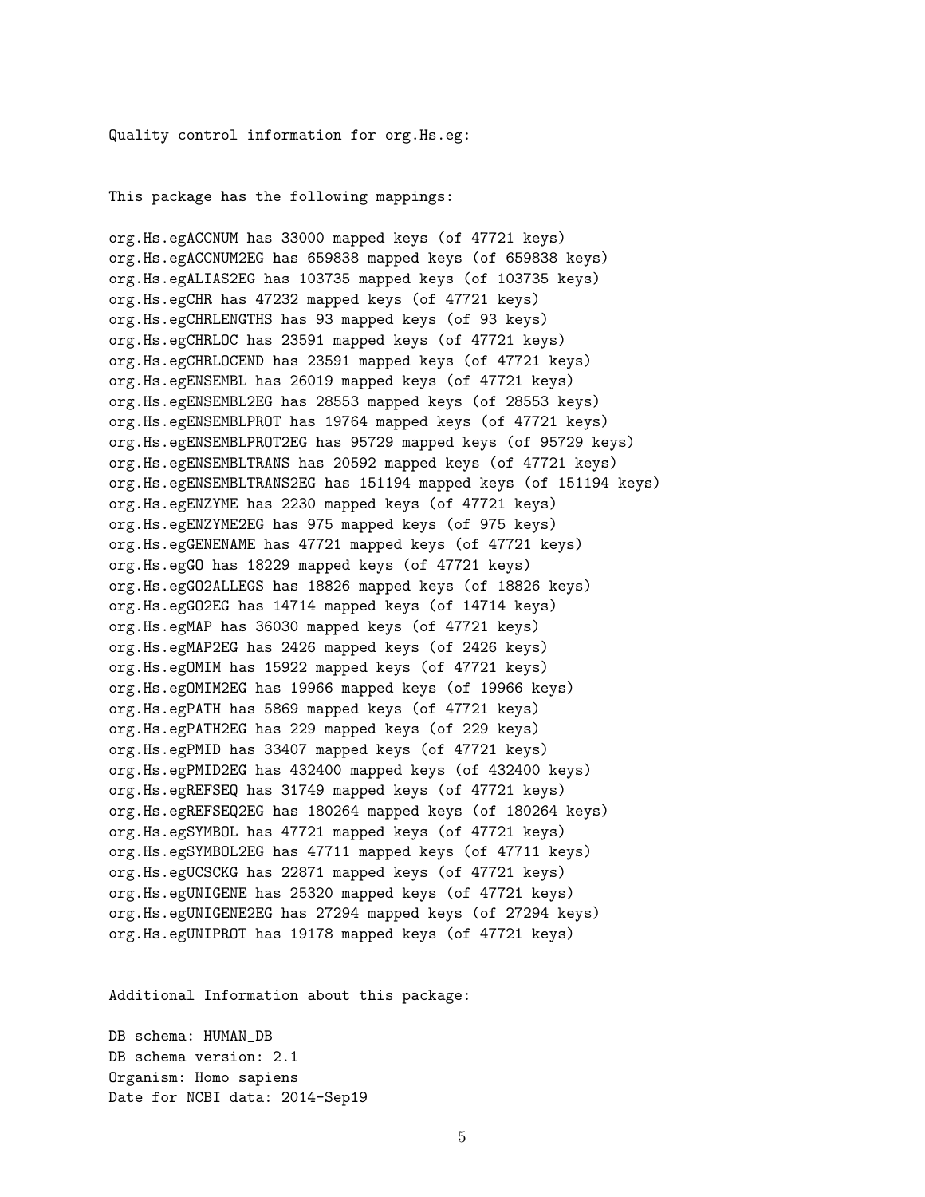Quality control information for org.Hs.eg:

This package has the following mappings:

```
org.Hs.egACCNUM has 33000 mapped keys (of 47721 keys)
org.Hs.egACCNUM2EG has 659838 mapped keys (of 659838 keys)
org.Hs.egALIAS2EG has 103735 mapped keys (of 103735 keys)
org.Hs.egCHR has 47232 mapped keys (of 47721 keys)
org.Hs.egCHRLENGTHS has 93 mapped keys (of 93 keys)
org.Hs.egCHRLOC has 23591 mapped keys (of 47721 keys)
org.Hs.egCHRLOCEND has 23591 mapped keys (of 47721 keys)
org.Hs.egENSEMBL has 26019 mapped keys (of 47721 keys)
org.Hs.egENSEMBL2EG has 28553 mapped keys (of 28553 keys)
org.Hs.egENSEMBLPROT has 19764 mapped keys (of 47721 keys)
org.Hs.egENSEMBLPROT2EG has 95729 mapped keys (of 95729 keys)
org.Hs.egENSEMBLTRANS has 20592 mapped keys (of 47721 keys)
org.Hs.egENSEMBLTRANS2EG has 151194 mapped keys (of 151194 keys)
org.Hs.egENZYME has 2230 mapped keys (of 47721 keys)
org.Hs.egENZYME2EG has 975 mapped keys (of 975 keys)
org.Hs.egGENENAME has 47721 mapped keys (of 47721 keys)
org.Hs.egGO has 18229 mapped keys (of 47721 keys)
org.Hs.egGO2ALLEGS has 18826 mapped keys (of 18826 keys)
org.Hs.egGO2EG has 14714 mapped keys (of 14714 keys)
org.Hs.egMAP has 36030 mapped keys (of 47721 keys)
org.Hs.egMAP2EG has 2426 mapped keys (of 2426 keys)
org.Hs.egOMIM has 15922 mapped keys (of 47721 keys)
org.Hs.egOMIM2EG has 19966 mapped keys (of 19966 keys)
org.Hs.egPATH has 5869 mapped keys (of 47721 keys)
org.Hs.egPATH2EG has 229 mapped keys (of 229 keys)
org.Hs.egPMID has 33407 mapped keys (of 47721 keys)
org.Hs.egPMID2EG has 432400 mapped keys (of 432400 keys)
org.Hs.egREFSEQ has 31749 mapped keys (of 47721 keys)
org.Hs.egREFSEQ2EG has 180264 mapped keys (of 180264 keys)
org.Hs.egSYMBOL has 47721 mapped keys (of 47721 keys)
org.Hs.egSYMBOL2EG has 47711 mapped keys (of 47711 keys)
org.Hs.egUCSCKG has 22871 mapped keys (of 47721 keys)
org.Hs.egUNIGENE has 25320 mapped keys (of 47721 keys)
org.Hs.egUNIGENE2EG has 27294 mapped keys (of 27294 keys)
org.Hs.egUNIPROT has 19178 mapped keys (of 47721 keys)
```

Additional Information about this package:

```
DB schema: HUMAN_DB
DB schema version: 2.1
Organism: Homo sapiens
Date for NCBI data: 2014-Sep19
```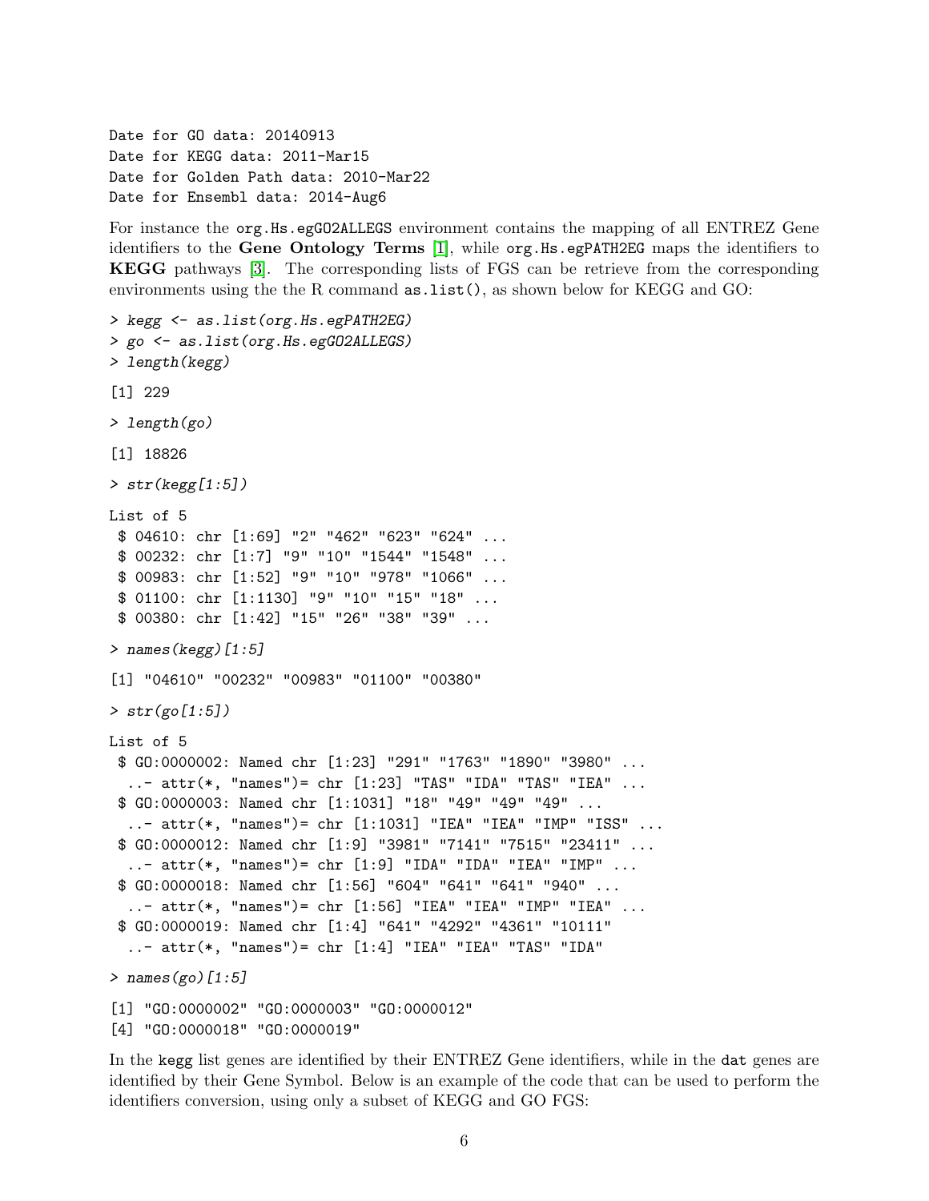```
Date for GO data: 20140913
Date for KEGG data: 2011-Mar15
Date for Golden Path data: 2010-Mar22
Date for Ensembl data: 2014-Aug6
```

For instance the `org.Hs.egGO2ALLEGS` environment contains the mapping of all ENTREZ Gene identifiers to the **Gene Ontology Terms** [1], while `org.Hs.egPATH2EG` maps the identifiers to **KEGG** pathways [3]. The corresponding lists of FGS can be retrieve from the corresponding environments using the the R command `as.list()`, as shown below for KEGG and GO:

```
> kegg <- as.list(org.Hs.egPATH2EG)
> go <- as.list(org.Hs.egGO2ALLEGS)
> length(kegg)

[1] 229

> length(go)

[1] 18826

> str(kegg[1:5])

List of 5
 $ 04610: chr [1:69] "2" "462" "623" "624" ...
 $ 00232: chr [1:7] "9" "10" "1544" "1548" ...
 $ 00983: chr [1:52] "9" "10" "978" "1066" ...
 $ 01100: chr [1:1130] "9" "10" "15" "18" ...
 $ 00380: chr [1:42] "15" "26" "38" "39" ...

> names(kegg)[1:5]

[1] "04610" "00232" "00983" "01100" "00380"

> str(go[1:5])

List of 5
 $ GO:0000002: Named chr [1:23] "291" "1763" "1890" "3980" ...
  ..- attr(*, "names")= chr [1:23] "TAS" "IDA" "TAS" "IEA" ...
 $ GO:0000003: Named chr [1:1031] "18" "49" "49" "49" ...
  ..- attr(*, "names")= chr [1:1031] "IEA" "IEA" "IMP" "ISS" ...
 $ GO:0000012: Named chr [1:9] "3981" "7141" "7515" "23411" ...
  ..- attr(*, "names")= chr [1:9] "IDA" "IDA" "IEA" "IMP" ...
 $ GO:0000018: Named chr [1:56] "604" "641" "641" "940" ...
  ..- attr(*, "names")= chr [1:56] "IEA" "IEA" "IMP" "IEA" ...
 $ GO:0000019: Named chr [1:4] "641" "4292" "4361" "10111"
  ..- attr(*, "names")= chr [1:4] "IEA" "IEA" "TAS" "IDA"

> names(go)[1:5]

[1] "GO:0000002" "GO:0000003" "GO:0000012"
[4] "GO:0000018" "GO:0000019"
```

In the `kegg` list genes are identified by their ENTREZ Gene identifiers, while in the `dat` genes are identified by their Gene Symbol. Below is an example of the code that can be used to perform the identifiers conversion, using only a subset of KEGG and GO FGS: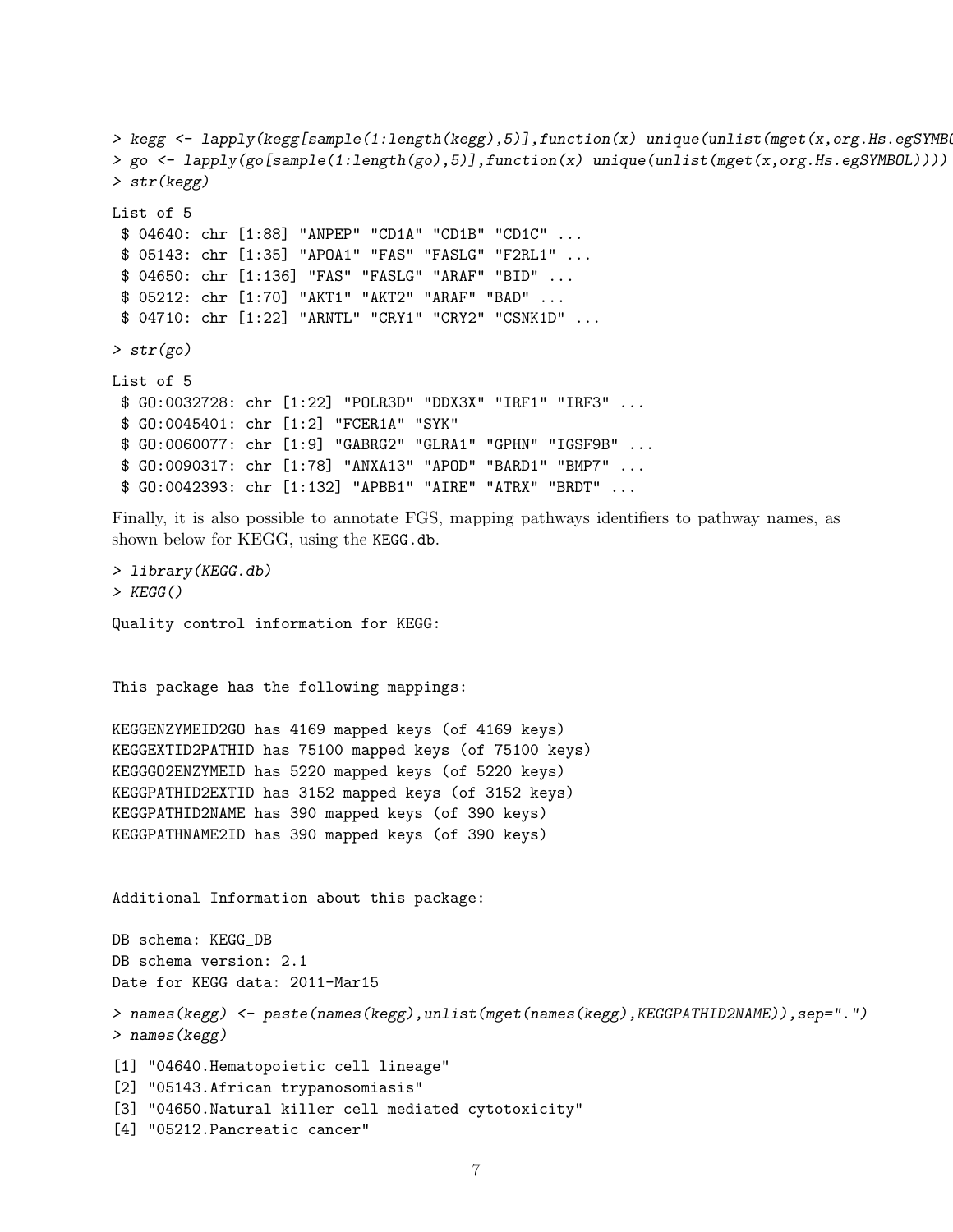```
> kegg <- lapply(kegg[sample(1:length(kegg),5)],function(x) unique(unlist(mget(x,org.Hs.egSYMB
> go <- lapply(go[sample(1:length(go),5)],function(x) unique(unlist(mget(x,org.Hs.egSYMBOL))))
> str(kegg)
```

```
List of 5
 $ 04640: chr [1:88] "ANPEP" "CD1A" "CD1B" "CD1C" ...
 $ 05143: chr [1:35] "APOA1" "FAS" "FASLG" "F2RL1" ...
 $ 04650: chr [1:136] "FAS" "FASLG" "ARAF" "BID" ...
 $ 05212: chr [1:70] "AKT1" "AKT2" "ARAF" "BAD" ...
 $ 04710: chr [1:22] "ARNTL" "CRY1" "CRY2" "CSNK1D" ...
```

```
> str(go)
```

```
List of 5
 $ GO:0032728: chr [1:22] "POLR3D" "DDX3X" "IRF1" "IRF3" ...
 $ GO:0045401: chr [1:2] "FCER1A" "SYK"
 $ GO:0060077: chr [1:9] "GABRG2" "GLRA1" "GPHN" "IGSF9B" ...
 $ GO:0090317: chr [1:78] "ANXA13" "APOD" "BARD1" "BMP7" ...
 $ GO:0042393: chr [1:132] "APBB1" "AIRE" "ATRX" "BRDT" ...
```

Finally, it is also possible to annotate FGS, mapping pathways identifiers to pathway names, as shown below for KEGG, using the `KEGG.db`.

```
> library(KEGG.db)
> KEGG()
```

```
Quality control information for KEGG:


This package has the following mappings:

KEGGENZYMEID2GO has 4169 mapped keys (of 4169 keys)
KEGGEXTID2PATHID has 75100 mapped keys (of 75100 keys)
KEGGGO2ENZYMEID has 5220 mapped keys (of 5220 keys)
KEGGPATHID2EXTID has 3152 mapped keys (of 3152 keys)
KEGGPATHID2NAME has 390 mapped keys (of 390 keys)
KEGGPATHNAME2ID has 390 mapped keys (of 390 keys)


Additional Information about this package:

DB schema: KEGG_DB
DB schema version: 2.1
Date for KEGG data: 2011-Mar15
```

```
> names(kegg) <- paste(names(kegg),unlist(mget(names(kegg),KEGGPATHID2NAME)),sep=".")
> names(kegg)
```

```
[1] "04640.Hematopoietic cell lineage"
[2] "05143.African trypanosomiasis"
[3] "04650.Natural killer cell mediated cytotoxicity"
[4] "05212.Pancreatic cancer"
```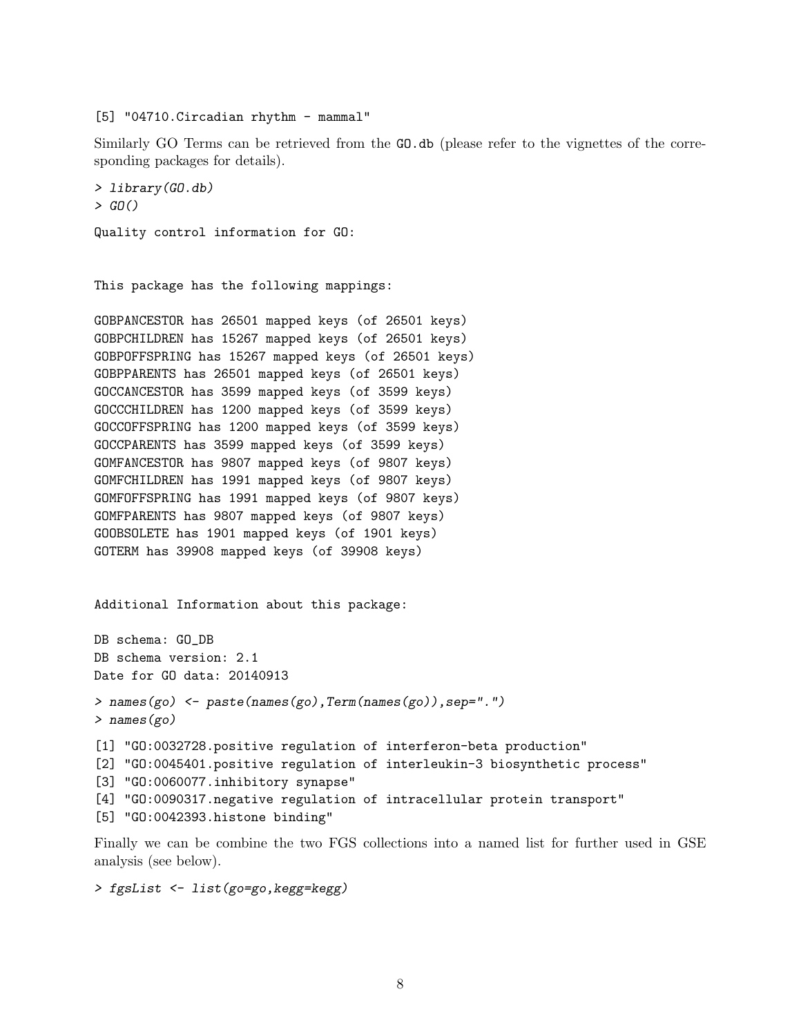```
[5] "04710.Circadian rhythm - mammal"
```

Similarly GO Terms can be retrieved from the GO.db (please refer to the vignettes of the corresponding packages for details).

```
> library(GO.db)
> GO()

Quality control information for GO:


This package has the following mappings:

GOBPANCESTOR has 26501 mapped keys (of 26501 keys)
GOBPCHILDREN has 15267 mapped keys (of 26501 keys)
GOBPOFFSPRING has 15267 mapped keys (of 26501 keys)
GOBPPARENTS has 26501 mapped keys (of 26501 keys)
GOCCANCESTOR has 3599 mapped keys (of 3599 keys)
GOCCCHILDREN has 1200 mapped keys (of 3599 keys)
GOCCOFFSPRING has 1200 mapped keys (of 3599 keys)
GOCCPARENTS has 3599 mapped keys (of 3599 keys)
GOMFANCESTOR has 9807 mapped keys (of 9807 keys)
GOMFCHILDREN has 1991 mapped keys (of 9807 keys)
GOMFOFFSPRING has 1991 mapped keys (of 9807 keys)
GOMFPARENTS has 9807 mapped keys (of 9807 keys)
GOOBSOLETE has 1901 mapped keys (of 1901 keys)
GOTERM has 39908 mapped keys (of 39908 keys)


Additional Information about this package:

DB schema: GO_DB
DB schema version: 2.1
Date for GO data: 20140913

> names(go) <- paste(names(go),Term(names(go)),sep=".")
> names(go)

[1] "GO:0032728.positive regulation of interferon-beta production"
[2] "GO:0045401.positive regulation of interleukin-3 biosynthetic process"
[3] "GO:0060077.inhibitory synapse"
[4] "GO:0090317.negative regulation of intracellular protein transport"
[5] "GO:0042393.histone binding"
```

Finally we can be combine the two FGS collections into a named list for further used in GSE analysis (see below).

```
> fgsList <- list(go=go,kegg=kegg)
```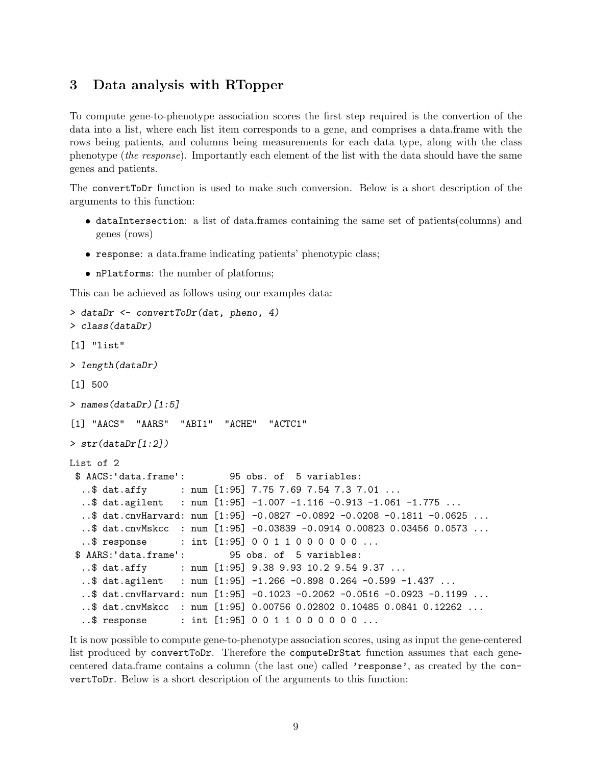## 3 Data analysis with RTopper

To compute gene-to-phenotype association scores the first step required is the convertion of the data into a list, where each list item corresponds to a gene, and comprises a data.frame with the rows being patients, and columns being measurements for each data type, along with the class phenotype (*the response*). Importantly each element of the list with the data should have the same genes and patients.

The `convertToDr` function is used to make such conversion. Below is a short description of the arguments to this function:

- `dataIntersection`: a list of data.frames containing the same set of patients(columns) and genes (rows)
- `response`: a data.frame indicating patients' phenotypic class;
- `nPlatforms`: the number of platforms;

This can be achieved as follows using our examples data:

```
> dataDr <- convertToDr(dat, pheno, 4)
> class(dataDr)

[1] "list"

> length(dataDr)

[1] 500

> names(dataDr)[1:5]

[1] "AACS"  "AARS"  "ABI1"  "ACHE"  "ACTC1"

> str(dataDr[1:2])

List of 2
 $ AACS:'data.frame':        95 obs. of  5 variables:
  ..$ dat.affy      : num [1:95] 7.75 7.69 7.54 7.3 7.01 ...
  ..$ dat.agilent   : num [1:95] -1.007 -1.116 -0.913 -1.061 -1.775 ...
  ..$ dat.cnvHarvard: num [1:95] -0.0827 -0.0892 -0.0208 -0.1811 -0.0625 ...
  ..$ dat.cnvMskcc  : num [1:95] -0.03839 -0.0914 0.00823 0.03456 0.0573 ...
  ..$ response      : int [1:95] 0 0 1 1 0 0 0 0 0 0 ...
 $ AARS:'data.frame':        95 obs. of  5 variables:
  ..$ dat.affy      : num [1:95] 9.38 9.93 10.2 9.54 9.37 ...
  ..$ dat.agilent   : num [1:95] -1.266 -0.898 0.264 -0.599 -1.437 ...
  ..$ dat.cnvHarvard: num [1:95] -0.1023 -0.2062 -0.0516 -0.0923 -0.1199 ...
  ..$ dat.cnvMskcc  : num [1:95] 0.00756 0.02802 0.10485 0.0841 0.12262 ...
  ..$ response      : int [1:95] 0 0 1 1 0 0 0 0 0 0 ...
```

It is now possible to compute gene-to-phenotype association scores, using as input the gene-centered list produced by `convertToDr`. Therefore the `computeDrStat` function assumes that each gene-centered data.frame contains a column (the last one) called `'response'`, as created by the `convertToDr`. Below is a short description of the arguments to this function: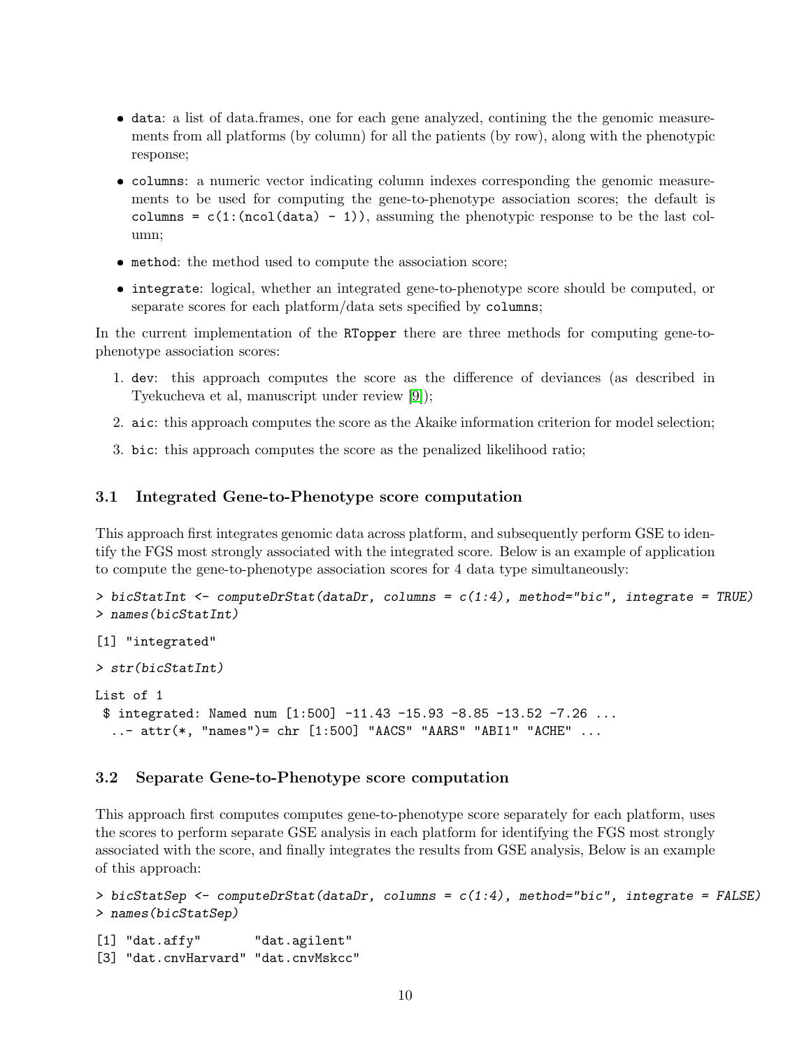- `data`: a list of data.frames, one for each gene analyzed, contining the the genomic measurements from all platforms (by column) for all the patients (by row), along with the phenotypic response;
- `columns`: a numeric vector indicating column indexes corresponding the genomic measurements to be used for computing the gene-to-phenotype association scores; the default is `columns = c(1:(ncol(data) - 1))`, assuming the phenotypic response to be the last column;
- `method`: the method used to compute the association score;
- `integrate`: logical, whether an integrated gene-to-phenotype score should be computed, or separate scores for each platform/data sets specified by `columns`;

In the current implementation of the `RTopper` there are three methods for computing gene-to-phenotype association scores:

1. `dev`: this approach computes the score as the difference of deviances (as described in Tyekucheva et al, manuscript under review [9]);
2. `aic`: this approach computes the score as the Akaike information criterion for model selection;
3. `bic`: this approach computes the score as the penalized likelihood ratio;

## 3.1 Integrated Gene-to-Phenotype score computation

This approach first integrates genomic data across platform, and subsequently perform GSE to identify the FGS most strongly associated with the integrated score. Below is an example of application to compute the gene-to-phenotype association scores for 4 data type simultaneously:

```
> bicStatInt <- computeDrStat(dataDr, columns = c(1:4), method="bic", integrate = TRUE)
> names(bicStatInt)

[1] "integrated"

> str(bicStatInt)

List of 1
 $ integrated: Named num [1:500] -11.43 -15.93 -8.85 -13.52 -7.26 ...
  ..- attr(*, "names")= chr [1:500] "AACS" "AARS" "ABI1" "ACHE" ...
```

## 3.2 Separate Gene-to-Phenotype score computation

This approach first computes computes gene-to-phenotype score separately for each platform, uses the scores to perform separate GSE analysis in each platform for identifying the FGS most strongly associated with the score, and finally integrates the results from GSE analysis, Below is an example of this approach:

```
> bicStatSep <- computeDrStat(dataDr, columns = c(1:4), method="bic", integrate = FALSE)
> names(bicStatSep)

[1] "dat.affy"       "dat.agilent"
[3] "dat.cnvHarvard" "dat.cnvMskcc"
```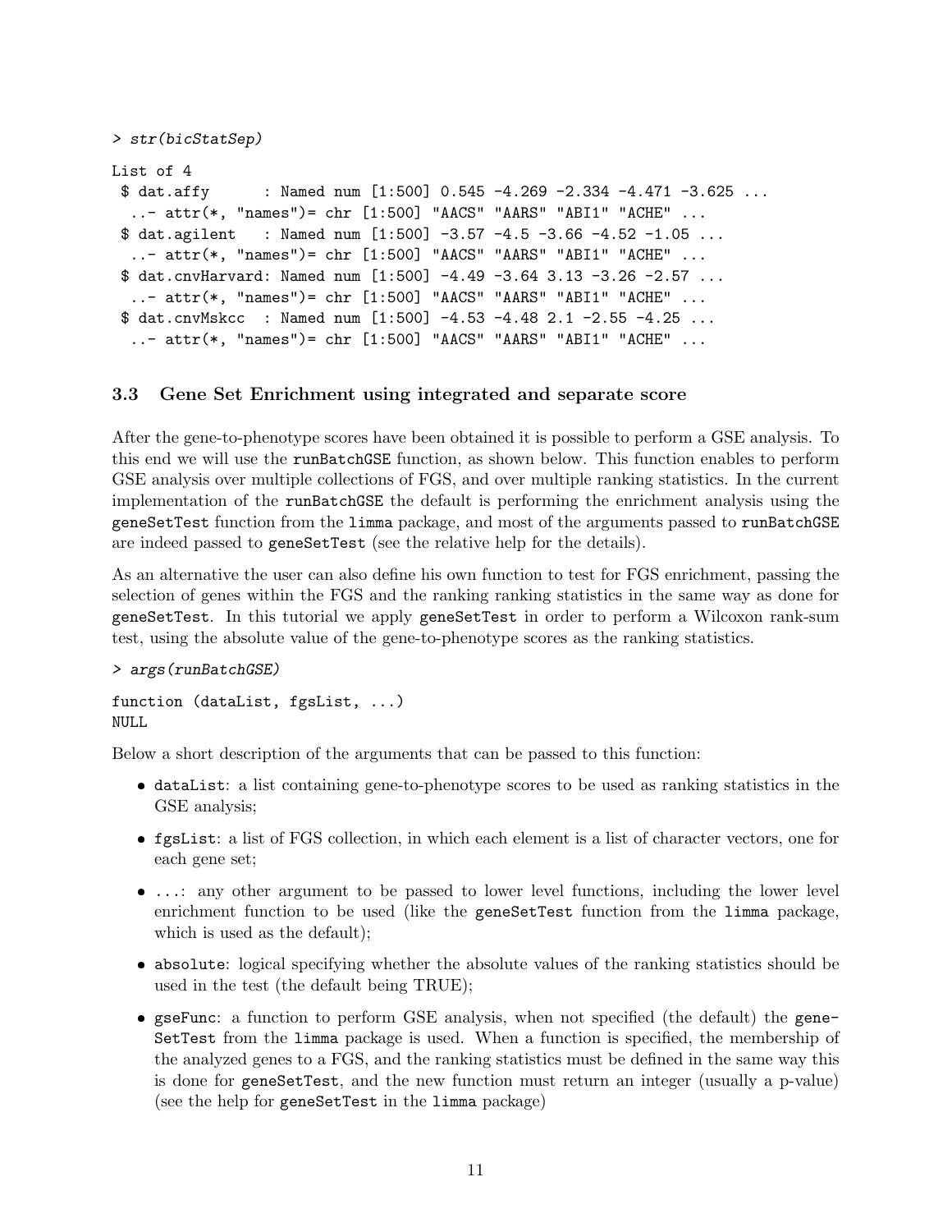```
> str(bicStatSep)

List of 4
 $ dat.affy      : Named num [1:500] 0.545 -4.269 -2.334 -4.471 -3.625 ...
  ..- attr(*, "names")= chr [1:500] "AACS" "AARS" "ABI1" "ACHE" ...
 $ dat.agilent   : Named num [1:500] -3.57 -4.5 -3.66 -4.52 -1.05 ...
  ..- attr(*, "names")= chr [1:500] "AACS" "AARS" "ABI1" "ACHE" ...
 $ dat.cnvHarvard: Named num [1:500] -4.49 -3.64 3.13 -3.26 -2.57 ...
  ..- attr(*, "names")= chr [1:500] "AACS" "AARS" "ABI1" "ACHE" ...
 $ dat.cnvMskcc  : Named num [1:500] -4.53 -4.48 2.1 -2.55 -4.25 ...
  ..- attr(*, "names")= chr [1:500] "AACS" "AARS" "ABI1" "ACHE" ...
```

### 3.3 Gene Set Enrichment using integrated and separate score

After the gene-to-phenotype scores have been obtained it is possible to perform a GSE analysis. To this end we will use the `runBatchGSE` function, as shown below. This function enables to perform GSE analysis over multiple collections of FGS, and over multiple ranking statistics. In the current implementation of the `runBatchGSE` the default is performing the enrichment analysis using the `geneSetTest` function from the `limma` package, and most of the arguments passed to `runBatchGSE` are indeed passed to `geneSetTest` (see the relative help for the details).

As an alternative the user can also define his own function to test for FGS enrichment, passing the selection of genes within the FGS and the ranking ranking statistics in the same way as done for `geneSetTest`. In this tutorial we apply `geneSetTest` in order to perform a Wilcoxon rank-sum test, using the absolute value of the gene-to-phenotype scores as the ranking statistics.

```
> args(runBatchGSE)

function (dataList, fgsList, ...)
NULL
```

Below a short description of the arguments that can be passed to this function:

- `dataList`: a list containing gene-to-phenotype scores to be used as ranking statistics in the GSE analysis;
- `fgsList`: a list of FGS collection, in which each element is a list of character vectors, one for each gene set;
- `...`: any other argument to be passed to lower level functions, including the lower level enrichment function to be used (like the `geneSetTest` function from the `limma` package, which is used as the default);
- `absolute`: logical specifying whether the absolute values of the ranking statistics should be used in the test (the default being TRUE);
- `gseFunc`: a function to perform GSE analysis, when not specified (the default) the `geneSetTest` from the `limma` package is used. When a function is specified, the membership of the analyzed genes to a FGS, and the ranking statistics must be defined in the same way this is done for `geneSetTest`, and the new function must return an integer (usually a p-value) (see the help for `geneSetTest` in the `limma` package)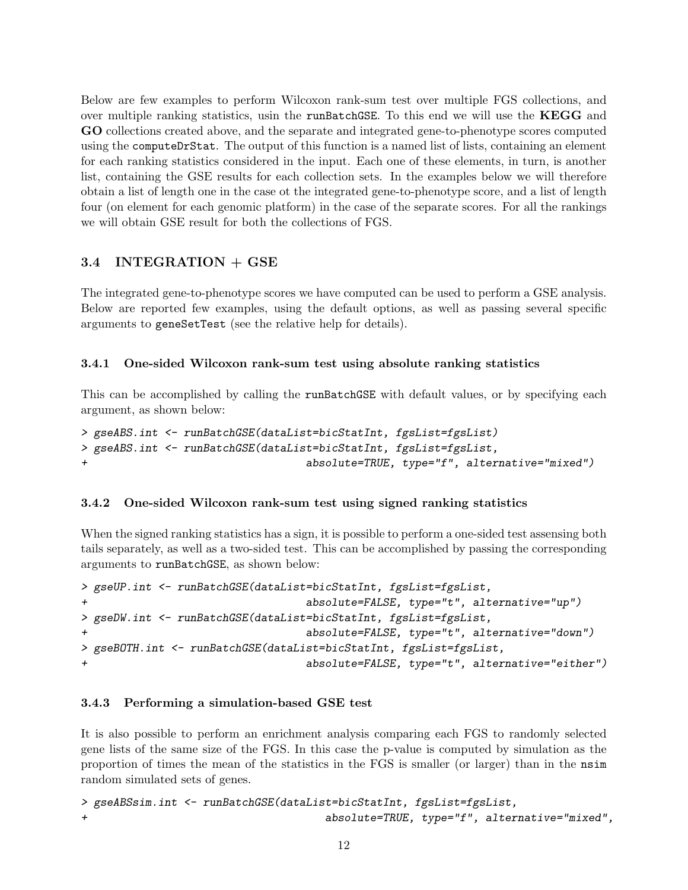Below are few examples to perform Wilcoxon rank-sum test over multiple FGS collections, and over multiple ranking statistics, usin the `runBatchGSE`. To this end we will use the **KEGG** and **GO** collections created above, and the separate and integrated gene-to-phenotype scores computed using the `computeDrStat`. The output of this function is a named list of lists, containing an element for each ranking statistics considered in the input. Each one of these elements, in turn, is another list, containing the GSE results for each collection sets. In the examples below we will therefore obtain a list of length one in the case ot the integrated gene-to-phenotype score, and a list of length four (on element for each genomic platform) in the case of the separate scores. For all the rankings we will obtain GSE result for both the collections of FGS.

### 3.4 INTEGRATION + GSE

The integrated gene-to-phenotype scores we have computed can be used to perform a GSE analysis. Below are reported few examples, using the default options, as well as passing several specific arguments to `geneSetTest` (see the relative help for details).

#### 3.4.1 One-sided Wilcoxon rank-sum test using absolute ranking statistics

This can be accomplished by calling the `runBatchGSE` with default values, or by specifying each argument, as shown below:

```
> gseABS.int <- runBatchGSE(dataList=bicStatInt, fgsList=fgsList)
> gseABS.int <- runBatchGSE(dataList=bicStatInt, fgsList=fgsList,
+                           absolute=TRUE, type="f", alternative="mixed")
```

#### 3.4.2 One-sided Wilcoxon rank-sum test using signed ranking statistics

When the signed ranking statistics has a sign, it is possible to perform a one-sided test assensing both tails separately, as well as a two-sided test. This can be accomplished by passing the corresponding arguments to `runBatchGSE`, as shown below:

```
> gseUP.int <- runBatchGSE(dataList=bicStatInt, fgsList=fgsList,
+                          absolute=FALSE, type="t", alternative="up")
> gseDW.int <- runBatchGSE(dataList=bicStatInt, fgsList=fgsList,
+                          absolute=FALSE, type="t", alternative="down")
> gseBOTH.int <- runBatchGSE(dataList=bicStatInt, fgsList=fgsList,
+                          absolute=FALSE, type="t", alternative="either")
```

#### 3.4.3 Performing a simulation-based GSE test

It is also possible to perform an enrichment analysis comparing each FGS to randomly selected gene lists of the same size of the FGS. In this case the p-value is computed by simulation as the proportion of times the mean of the statistics in the FGS is smaller (or larger) than in the `nsim` random simulated sets of genes.

```
> gseABSsim.int <- runBatchGSE(dataList=bicStatInt, fgsList=fgsList,
+                              absolute=TRUE, type="f", alternative="mixed",
```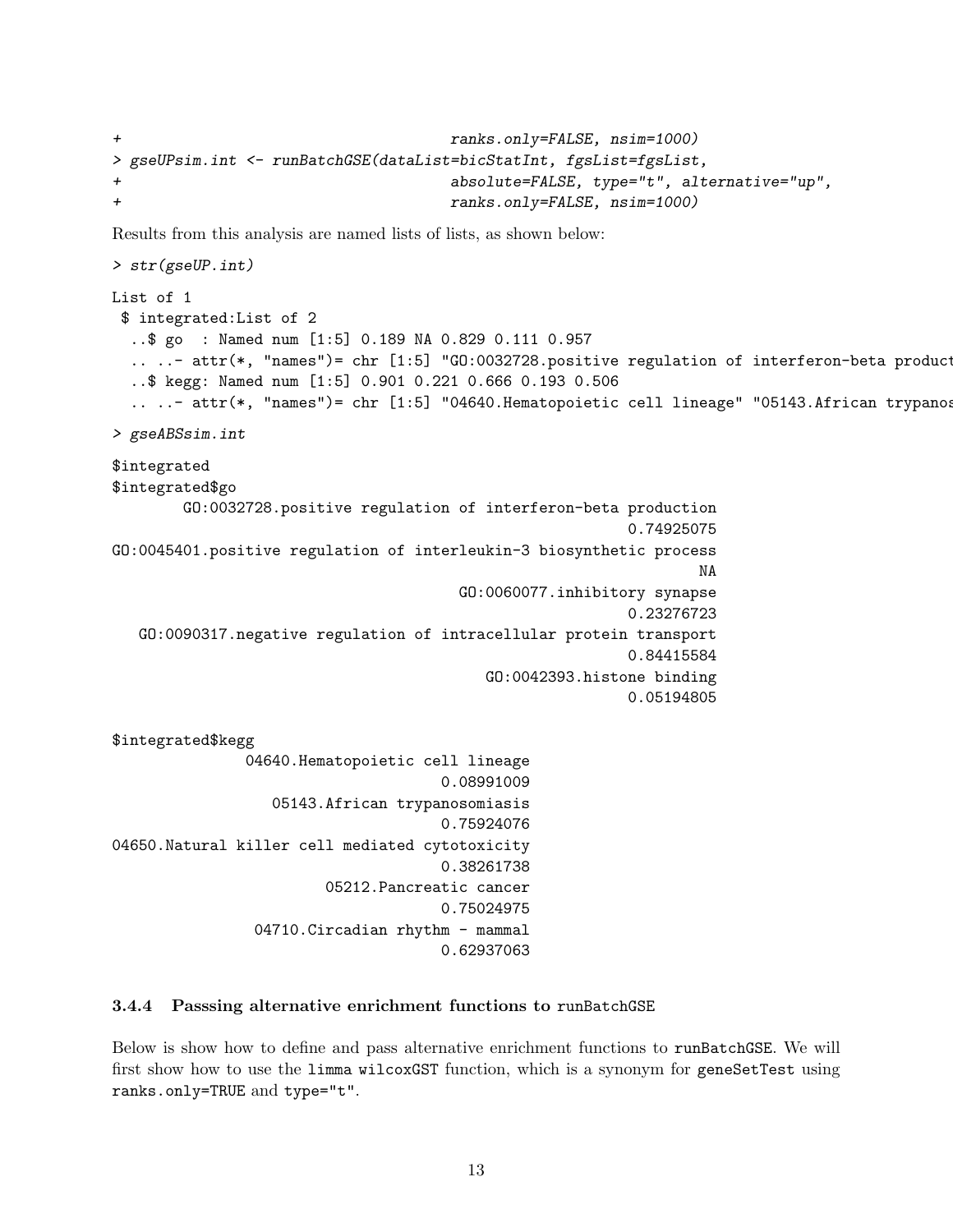```
+                                     ranks.only=FALSE, nsim=1000)
> gseUPsim.int <- runBatchGSE(dataList=bicStatInt, fgsList=fgsList,
+                                     absolute=FALSE, type="t", alternative="up",
+                                     ranks.only=FALSE, nsim=1000)
```

Results from this analysis are named lists of lists, as shown below:

```
> str(gseUP.int)

List of 1
 $ integrated:List of 2
  ..$ go  : Named num [1:5] 0.189 NA 0.829 0.111 0.957
  .. ..- attr(*, "names")= chr [1:5] "GO:0032728.positive regulation of interferon-beta product
  ..$ kegg: Named num [1:5] 0.901 0.221 0.666 0.193 0.506
  .. ..- attr(*, "names")= chr [1:5] "04640.Hematopoietic cell lineage" "05143.African trypanos

> gseABSsim.int

$integrated
$integrated$go
        GO:0032728.positive regulation of interferon-beta production
                                                          0.74925075
GO:0045401.positive regulation of interleukin-3 biosynthetic process
                                                                  NA
                                         GO:0060077.inhibitory synapse
                                                          0.23276723
   GO:0090317.negative regulation of intracellular protein transport
                                                          0.84415584
                                           GO:0042393.histone binding
                                                          0.05194805

$integrated$kegg
              04640.Hematopoietic cell lineage
                                    0.08991009
                 05143.African trypanosomiasis
                                    0.75924076
04650.Natural killer cell mediated cytotoxicity
                                    0.38261738
                       05212.Pancreatic cancer
                                    0.75024975
               04710.Circadian rhythm - mammal
                                    0.62937063
```

### 3.4.4 Passsing alternative enrichment functions to runBatchGSE

Below is show how to define and pass alternative enrichment functions to `runBatchGSE`. We will first show how to use the `limma` `wilcoxGST` function, which is a synonym for `geneSetTest` using `ranks.only=TRUE` and `type="t"`.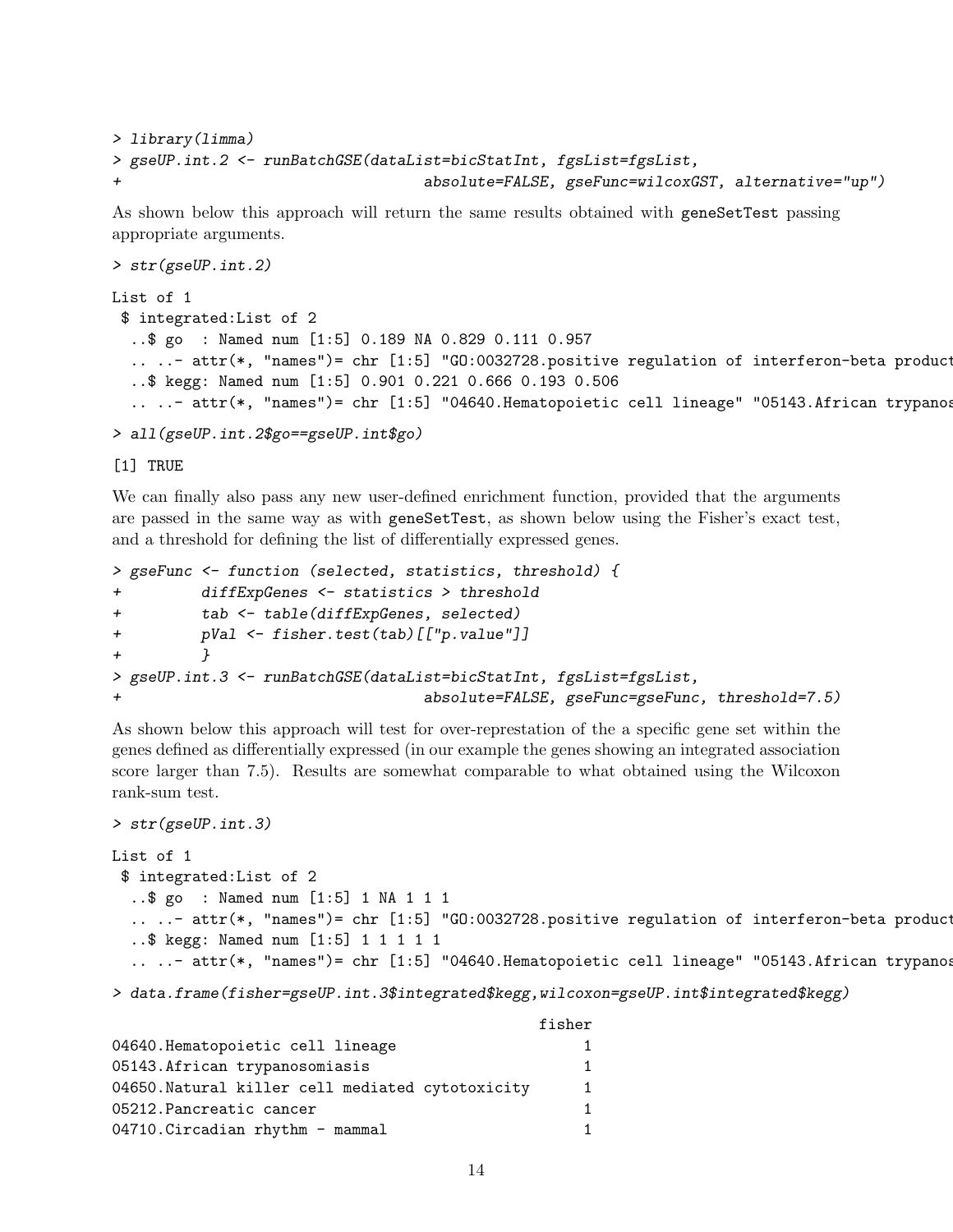```
> library(limma)
> gseUP.int.2 <- runBatchGSE(dataList=bicStatInt, fgsList=fgsList,
+                             absolute=FALSE, gseFunc=wilcoxGST, alternative="up")
```

As shown below this approach will return the same results obtained with geneSetTest passing appropriate arguments.

```
> str(gseUP.int.2)

List of 1
 $ integrated:List of 2
  ..$ go  : Named num [1:5] 0.189 NA 0.829 0.111 0.957
  .. ..- attr(*, "names")= chr [1:5] "GO:0032728.positive regulation of interferon-beta product
  ..$ kegg: Named num [1:5] 0.901 0.221 0.666 0.193 0.506
  .. ..- attr(*, "names")= chr [1:5] "04640.Hematopoietic cell lineage" "05143.African trypanos

> all(gseUP.int.2$go==gseUP.int$go)

[1] TRUE
```

We can finally also pass any new user-defined enrichment function, provided that the arguments are passed in the same way as with geneSetTest, as shown below using the Fisher's exact test, and a threshold for defining the list of differentially expressed genes.

```
> gseFunc <- function (selected, statistics, threshold) {
+         diffExpGenes <- statistics > threshold
+         tab <- table(diffExpGenes, selected)
+         pVal <- fisher.test(tab)[["p.value"]]
+         }
> gseUP.int.3 <- runBatchGSE(dataList=bicStatInt, fgsList=fgsList,
+                             absolute=FALSE, gseFunc=gseFunc, threshold=7.5)
```

As shown below this approach will test for over-represtation of the a specific gene set within the genes defined as differentially expressed (in our example the genes showing an integrated association score larger than 7.5). Results are somewhat comparable to what obtained using the Wilcoxon rank-sum test.

```
> str(gseUP.int.3)

List of 1
 $ integrated:List of 2
  ..$ go  : Named num [1:5] 1 NA 1 1 1
  .. ..- attr(*, "names")= chr [1:5] "GO:0032728.positive regulation of interferon-beta product
  ..$ kegg: Named num [1:5] 1 1 1 1 1
  .. ..- attr(*, "names")= chr [1:5] "04640.Hematopoietic cell lineage" "05143.African trypanos

> data.frame(fisher=gseUP.int.3$integrated$kegg,wilcoxon=gseUP.int$integrated$kegg)

                                              fisher
04640.Hematopoietic cell lineage                   1
05143.African trypanosomiasis                      1
04650.Natural killer cell mediated cytotoxicity    1
05212.Pancreatic cancer                            1
04710.Circadian rhythm - mammal                    1
```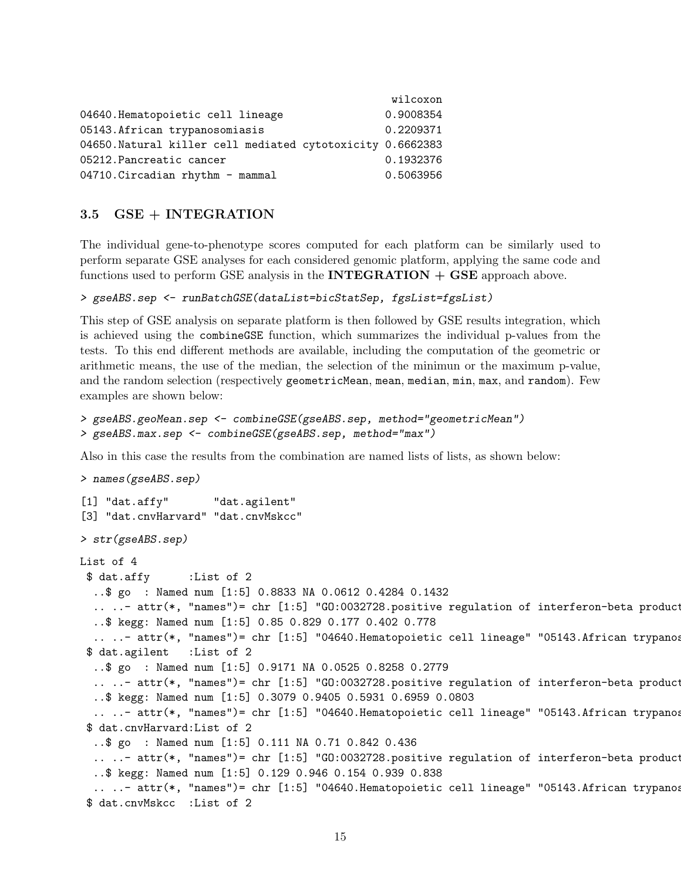```
                                                  wilcoxon
04640.Hematopoietic cell lineage                 0.9008354
05143.African trypanosomiasis                    0.2209371
04650.Natural killer cell mediated cytotoxicity 0.6662383
05212.Pancreatic cancer                          0.1932376
04710.Circadian rhythm - mammal                  0.5063956
```

### 3.5 GSE + INTEGRATION

The individual gene-to-phenotype scores computed for each platform can be similarly used to perform separate GSE analyses for each considered genomic platform, applying the same code and functions used to perform GSE analysis in the **INTEGRATION + GSE** approach above.

```
> gseABS.sep <- runBatchGSE(dataList=bicStatSep, fgsList=fgsList)
```

This step of GSE analysis on separate platform is then followed by GSE results integration, which is achieved using the `combineGSE` function, which summarizes the individual p-values from the tests. To this end different methods are available, including the computation of the geometric or arithmetic means, the use of the median, the selection of the minimun or the maximum p-value, and the random selection (respectively `geometricMean`, `mean`, `median`, `min`, `max`, and `random`). Few examples are shown below:

```
> gseABS.geoMean.sep <- combineGSE(gseABS.sep, method="geometricMean")
> gseABS.max.sep <- combineGSE(gseABS.sep, method="max")
```

Also in this case the results from the combination are named lists of lists, as shown below:

```
> names(gseABS.sep)

[1] "dat.affy"       "dat.agilent"
[3] "dat.cnvHarvard" "dat.cnvMskcc"

> str(gseABS.sep)

List of 4
 $ dat.affy      :List of 2
  ..$ go  : Named num [1:5] 0.8833 NA 0.0612 0.4284 0.1432
  .. ..- attr(*, "names")= chr [1:5] "GO:0032728.positive regulation of interferon-beta product
  ..$ kegg: Named num [1:5] 0.85 0.829 0.177 0.402 0.778
  .. ..- attr(*, "names")= chr [1:5] "04640.Hematopoietic cell lineage" "05143.African trypanos
 $ dat.agilent   :List of 2
  ..$ go  : Named num [1:5] 0.9171 NA 0.0525 0.8258 0.2779
  .. ..- attr(*, "names")= chr [1:5] "GO:0032728.positive regulation of interferon-beta product
  ..$ kegg: Named num [1:5] 0.3079 0.9405 0.5931 0.6959 0.0803
  .. ..- attr(*, "names")= chr [1:5] "04640.Hematopoietic cell lineage" "05143.African trypanos
 $ dat.cnvHarvard:List of 2
  ..$ go  : Named num [1:5] 0.111 NA 0.71 0.842 0.436
  .. ..- attr(*, "names")= chr [1:5] "GO:0032728.positive regulation of interferon-beta product
  ..$ kegg: Named num [1:5] 0.129 0.946 0.154 0.939 0.838
  .. ..- attr(*, "names")= chr [1:5] "04640.Hematopoietic cell lineage" "05143.African trypanos
 $ dat.cnvMskcc  :List of 2
```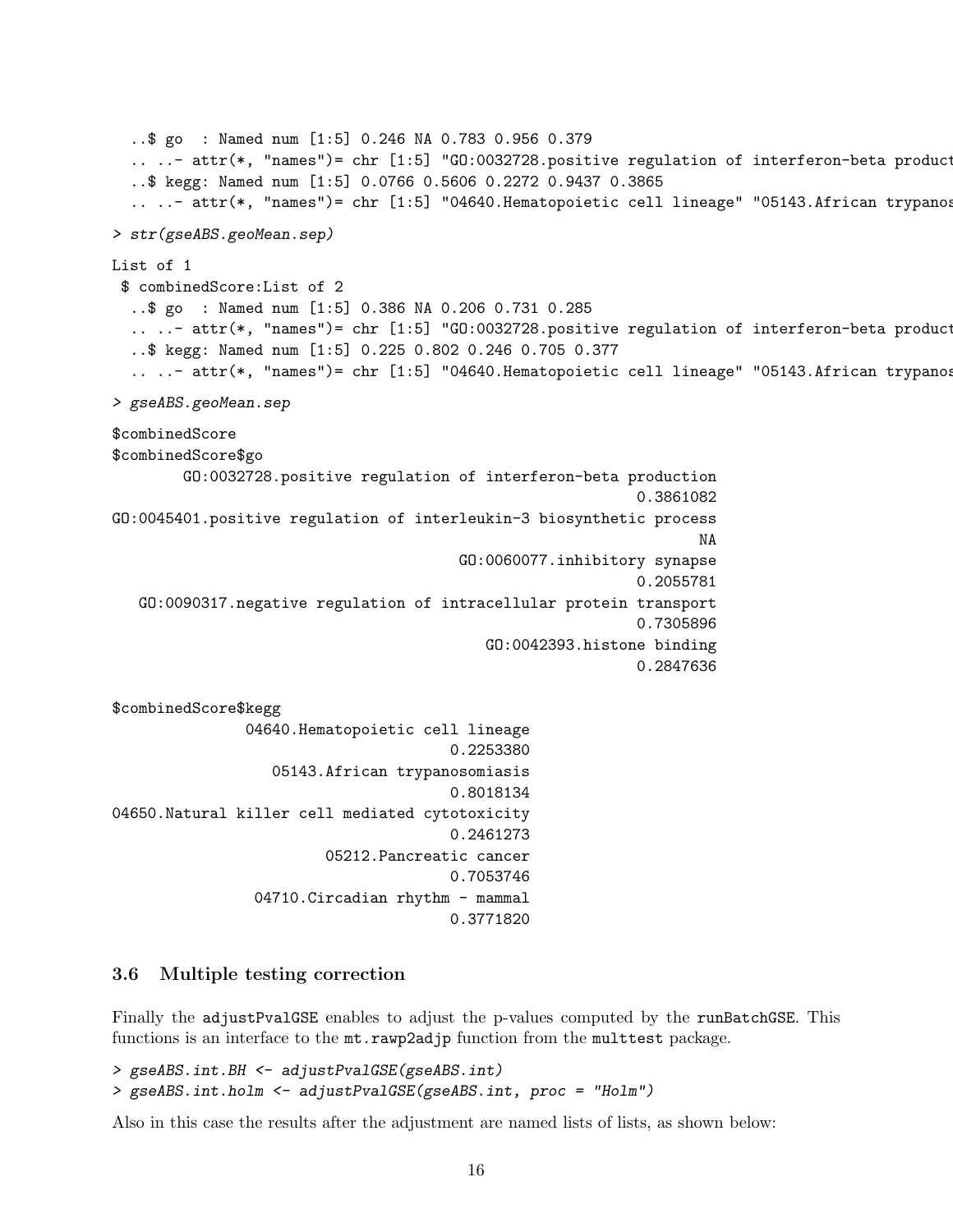```
  ..$ go  : Named num [1:5] 0.246 NA 0.783 0.956 0.379
  .. ..- attr(*, "names")= chr [1:5] "GO:0032728.positive regulation of interferon-beta product
  ..$ kegg: Named num [1:5] 0.0766 0.5606 0.2272 0.9437 0.3865
  .. ..- attr(*, "names")= chr [1:5] "04640.Hematopoietic cell lineage" "05143.African trypanos
> str(gseABS.geoMean.sep)
List of 1
 $ combinedScore:List of 2
  ..$ go  : Named num [1:5] 0.386 NA 0.206 0.731 0.285
  .. ..- attr(*, "names")= chr [1:5] "GO:0032728.positive regulation of interferon-beta product
  ..$ kegg: Named num [1:5] 0.225 0.802 0.246 0.705 0.377
  .. ..- attr(*, "names")= chr [1:5] "04640.Hematopoietic cell lineage" "05143.African trypanos
> gseABS.geoMean.sep
$combinedScore
$combinedScore$go
       GO:0032728.positive regulation of interferon-beta production
                                                          0.3861082
GO:0045401.positive regulation of interleukin-3 biosynthetic process
                                                                 NA
                                       GO:0060077.inhibitory synapse
                                                          0.2055781
   GO:0090317.negative regulation of intracellular protein transport
                                                          0.7305896
                                          GO:0042393.histone binding
                                                          0.2847636

$combinedScore$kegg
              04640.Hematopoietic cell lineage
                                     0.2253380
                 05143.African trypanosomiasis
                                     0.8018134
04650.Natural killer cell mediated cytotoxicity
                                     0.2461273
                       05212.Pancreatic cancer
                                     0.7053746
               04710.Circadian rhythm - mammal
                                     0.3771820
```

### 3.6 Multiple testing correction

Finally the adjustPvalGSE enables to adjust the p-values computed by the runBatchGSE. This functions is an interface to the mt.rawp2adjp function from the multtest package.

```
> gseABS.int.BH <- adjustPvalGSE(gseABS.int)
> gseABS.int.holm <- adjustPvalGSE(gseABS.int, proc = "Holm")
```

Also in this case the results after the adjustment are named lists of lists, as shown below: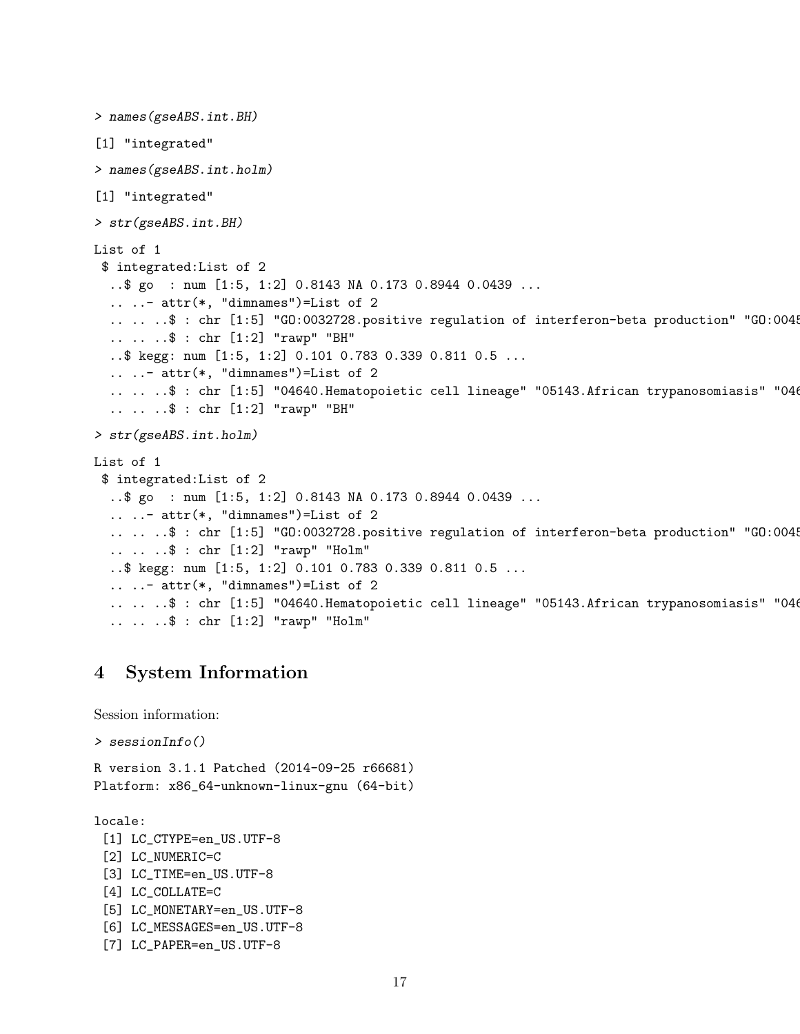```
> names(gseABS.int.BH)
[1] "integrated"
> names(gseABS.int.holm)
[1] "integrated"
> str(gseABS.int.BH)
List of 1
 $ integrated:List of 2
  ..$ go  : num [1:5, 1:2] 0.8143 NA 0.173 0.8944 0.0439 ...
  .. ..- attr(*, "dimnames")=List of 2
  .. .. ..$ : chr [1:5] "GO:0032728.positive regulation of interferon-beta production" "GO:0045
  .. .. ..$ : chr [1:2] "rawp" "BH"
  ..$ kegg: num [1:5, 1:2] 0.101 0.783 0.339 0.811 0.5 ...
  .. ..- attr(*, "dimnames")=List of 2
  .. .. ..$ : chr [1:5] "04640.Hematopoietic cell lineage" "05143.African trypanosomiasis" "046
  .. .. ..$ : chr [1:2] "rawp" "BH"
> str(gseABS.int.holm)
List of 1
 $ integrated:List of 2
  ..$ go  : num [1:5, 1:2] 0.8143 NA 0.173 0.8944 0.0439 ...
  .. ..- attr(*, "dimnames")=List of 2
  .. .. ..$ : chr [1:5] "GO:0032728.positive regulation of interferon-beta production" "GO:0045
  .. .. ..$ : chr [1:2] "rawp" "Holm"
  ..$ kegg: num [1:5, 1:2] 0.101 0.783 0.339 0.811 0.5 ...
  .. ..- attr(*, "dimnames")=List of 2
  .. .. ..$ : chr [1:5] "04640.Hematopoietic cell lineage" "05143.African trypanosomiasis" "046
  .. .. ..$ : chr [1:2] "rawp" "Holm"
```

## 4 System Information

Session information:

```
> sessionInfo()
R version 3.1.1 Patched (2014-09-25 r66681)
Platform: x86_64-unknown-linux-gnu (64-bit)

locale:
 [1] LC_CTYPE=en_US.UTF-8
 [2] LC_NUMERIC=C
 [3] LC_TIME=en_US.UTF-8
 [4] LC_COLLATE=C
 [5] LC_MONETARY=en_US.UTF-8
 [6] LC_MESSAGES=en_US.UTF-8
 [7] LC_PAPER=en_US.UTF-8
```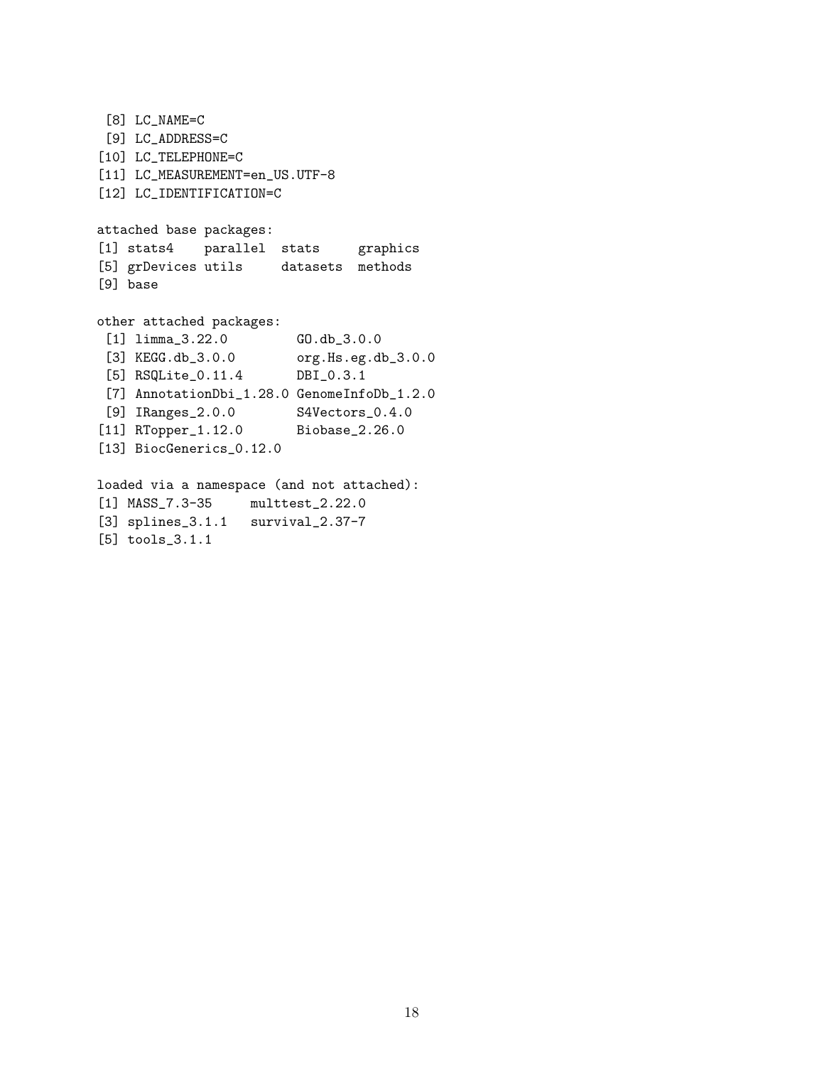```
 [8] LC_NAME=C
 [9] LC_ADDRESS=C
[10] LC_TELEPHONE=C
[11] LC_MEASUREMENT=en_US.UTF-8
[12] LC_IDENTIFICATION=C

attached base packages:
[1] stats4    parallel  stats     graphics
[5] grDevices utils     datasets  methods
[9] base

other attached packages:
 [1] limma_3.22.0         GO.db_3.0.0
 [3] KEGG.db_3.0.0        org.Hs.eg.db_3.0.0
 [5] RSQLite_0.11.4       DBI_0.3.1
 [7] AnnotationDbi_1.28.0 GenomeInfoDb_1.2.0
 [9] IRanges_2.0.0        S4Vectors_0.4.0
[11] RTopper_1.12.0       Biobase_2.26.0
[13] BiocGenerics_0.12.0

loaded via a namespace (and not attached):
[1] MASS_7.3-35     multtest_2.22.0
[3] splines_3.1.1   survival_2.37-7
[5] tools_3.1.1
```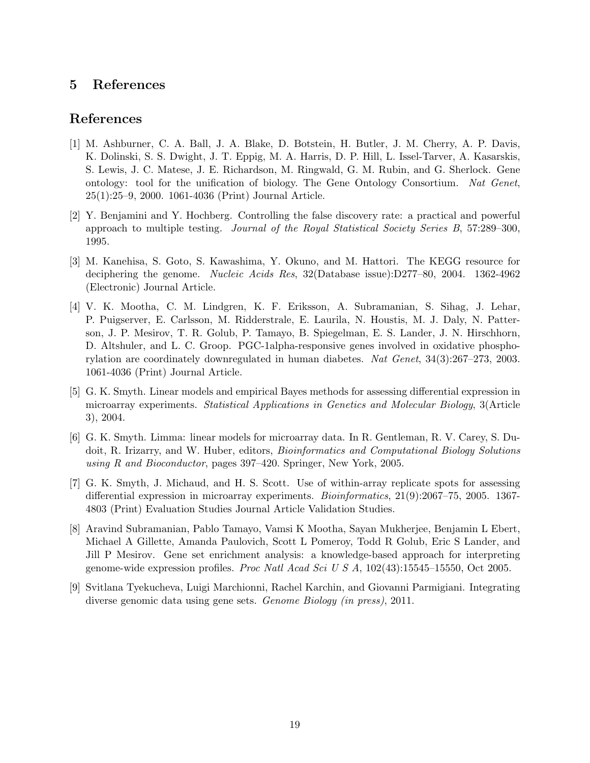## 5 References

## References

[1] M. Ashburner, C. A. Ball, J. A. Blake, D. Botstein, H. Butler, J. M. Cherry, A. P. Davis, K. Dolinski, S. S. Dwight, J. T. Eppig, M. A. Harris, D. P. Hill, L. Issel-Tarver, A. Kasarskis, S. Lewis, J. C. Matese, J. E. Richardson, M. Ringwald, G. M. Rubin, and G. Sherlock. Gene ontology: tool for the unification of biology. The Gene Ontology Consortium. *Nat Genet*, 25(1):25–9, 2000. 1061-4036 (Print) Journal Article.

[2] Y. Benjamini and Y. Hochberg. Controlling the false discovery rate: a practical and powerful approach to multiple testing. *Journal of the Royal Statistical Society Series B*, 57:289–300, 1995.

[3] M. Kanehisa, S. Goto, S. Kawashima, Y. Okuno, and M. Hattori. The KEGG resource for deciphering the genome. *Nucleic Acids Res*, 32(Database issue):D277–80, 2004. 1362-4962 (Electronic) Journal Article.

[4] V. K. Mootha, C. M. Lindgren, K. F. Eriksson, A. Subramanian, S. Sihag, J. Lehar, P. Puigserver, E. Carlsson, M. Ridderstrale, E. Laurila, N. Houstis, M. J. Daly, N. Patterson, J. P. Mesirov, T. R. Golub, P. Tamayo, B. Spiegelman, E. S. Lander, J. N. Hirschhorn, D. Altshuler, and L. C. Groop. PGC-1alpha-responsive genes involved in oxidative phosphorylation are coordinately downregulated in human diabetes. *Nat Genet*, 34(3):267–273, 2003. 1061-4036 (Print) Journal Article.

[5] G. K. Smyth. Linear models and empirical Bayes methods for assessing differential expression in microarray experiments. *Statistical Applications in Genetics and Molecular Biology*, 3(Article 3), 2004.

[6] G. K. Smyth. Limma: linear models for microarray data. In R. Gentleman, R. V. Carey, S. Dudoit, R. Irizarry, and W. Huber, editors, *Bioinformatics and Computational Biology Solutions using R and Bioconductor*, pages 397–420. Springer, New York, 2005.

[7] G. K. Smyth, J. Michaud, and H. S. Scott. Use of within-array replicate spots for assessing differential expression in microarray experiments. *Bioinformatics*, 21(9):2067–75, 2005. 1367-4803 (Print) Evaluation Studies Journal Article Validation Studies.

[8] Aravind Subramanian, Pablo Tamayo, Vamsi K Mootha, Sayan Mukherjee, Benjamin L Ebert, Michael A Gillette, Amanda Paulovich, Scott L Pomeroy, Todd R Golub, Eric S Lander, and Jill P Mesirov. Gene set enrichment analysis: a knowledge-based approach for interpreting genome-wide expression profiles. *Proc Natl Acad Sci U S A*, 102(43):15545–15550, Oct 2005.

[9] Svitlana Tyekucheva, Luigi Marchionni, Rachel Karchin, and Giovanni Parmigiani. Integrating diverse genomic data using gene sets. *Genome Biology (in press)*, 2011.